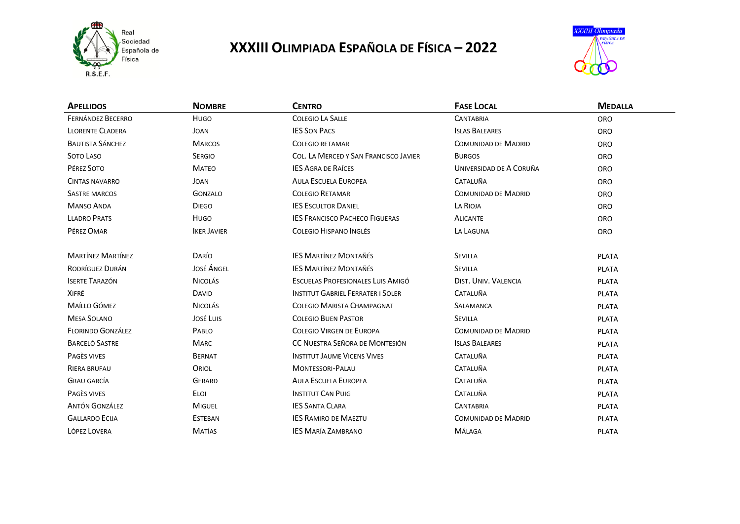# XXXIII Olimpiada Española de Física – 2022

| Apellidos | Nombre | Centro | Fase Local | Medalla |
|---|---|---|---|---|
| Fernández Becerro | Hugo | Colegio La Salle | Cantabria | ORO |
| Llorente Cladera | Joan | IES Son Pacs | Islas Baleares | ORO |
| Bautista Sánchez | Marcos | Colegio Retamar | Comunidad de Madrid | ORO |
| Soto Laso | Sergio | Col. La Merced y San Francisco Javier | Burgos | ORO |
| Pérez Soto | Mateo | IES Agra de Raíces | Universidad de A Coruña | ORO |
| Cintas Navarro | Joan | Aula Escuela Europea | Cataluña | ORO |
| Sastre Marcos | Gonzalo | Colegio Retamar | Comunidad de Madrid | ORO |
| Manso Anda | Diego | IES Escultor Daniel | La Rioja | ORO |
| Lladro Prats | Hugo | IES Francisco Pacheco Figueras | Alicante | ORO |
| Pérez Omar | Iker Javier | Colegio Hispano Inglés | La Laguna | ORO |
| Martínez Martínez | Darío | IES Martínez Montañés | Sevilla | PLATA |
| Rodríguez Durán | José Ángel | IES Martínez Montañés | Sevilla | PLATA |
| Iserte Tarazón | Nicolás | Escuelas Profesionales Luis Amigó | Dist. Univ. Valencia | PLATA |
| Xifré | David | Institut Gabriel Ferrater i Soler | Cataluña | PLATA |
| Maíllo Gómez | Nicolás | Colegio Marista Champagnat | Salamanca | PLATA |
| Mesa Solano | José Luis | Colegio Buen Pastor | Sevilla | PLATA |
| Florindo González | Pablo | Colegio Virgen de Europa | Comunidad de Madrid | PLATA |
| Barceló Sastre | Marc | CC Nuestra Señora de Montesión | Islas Baleares | PLATA |
| Pagès Vives | Bernat | Institut Jaume Vicens Vives | Cataluña | PLATA |
| Riera Brufau | Oriol | Montessori-Palau | Cataluña | PLATA |
| Grau García | Gerard | Aula Escuela Europea | Cataluña | PLATA |
| Pagès Vives | Eloi | Institut Can Puig | Cataluña | PLATA |
| Antón González | Miguel | IES Santa Clara | Cantabria | PLATA |
| Gallardo Ecija | Esteban | IES Ramiro de Maeztu | Comunidad de Madrid | PLATA |
| López Lovera | Matías | IES María Zambrano | Málaga | PLATA |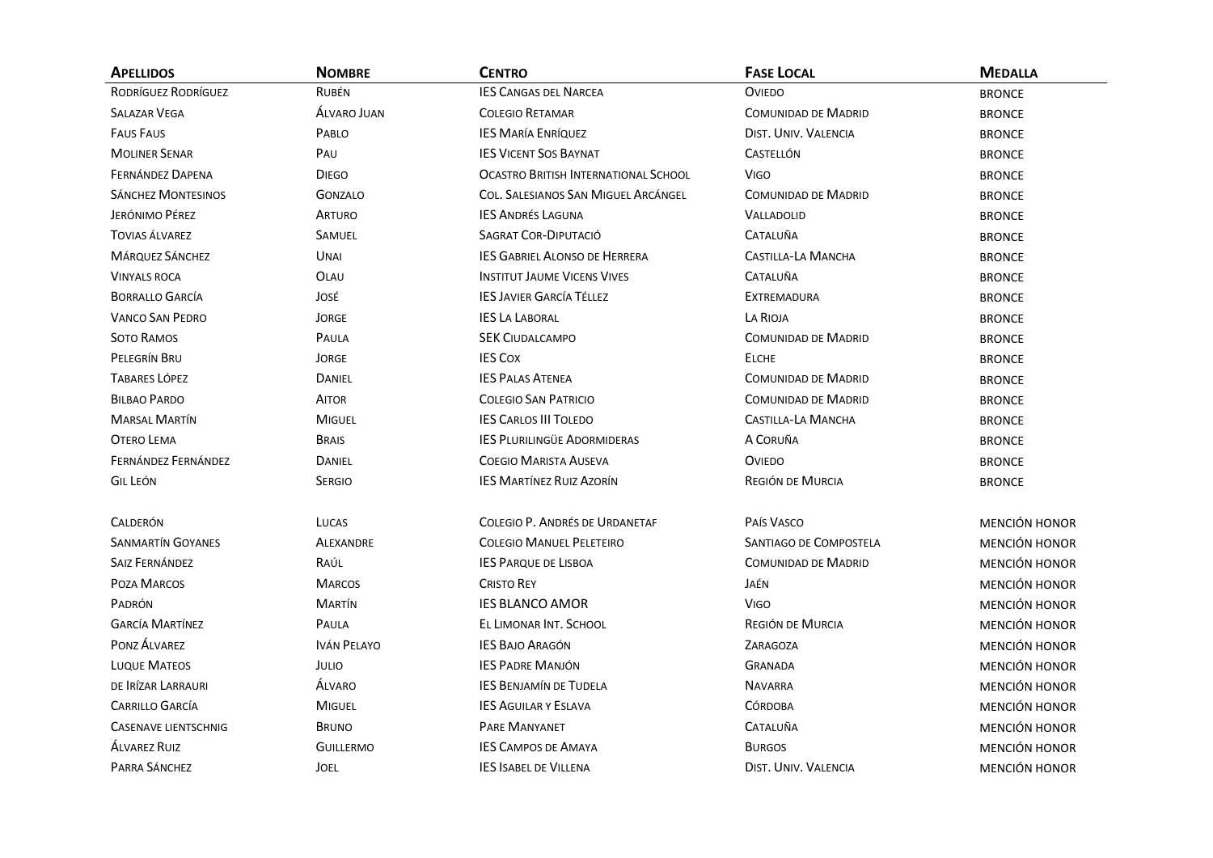| Apellidos | Nombre | Centro | Fase Local | Medalla |
|---|---|---|---|---|
| Rodríguez Rodríguez | Rubén | IES Cangas del Narcea | Oviedo | BRONCE |
| Salazar Vega | Álvaro Juan | Colegio Retamar | Comunidad de Madrid | BRONCE |
| Faus Faus | Pablo | IES María Enríquez | Dist. Univ. Valencia | BRONCE |
| Moliner Senar | Pau | IES Vicent Sos Baynat | Castellón | BRONCE |
| Fernández Dapena | Diego | Ocastro British International School | Vigo | BRONCE |
| Sánchez Montesinos | Gonzalo | Col. Salesianos San Miguel Arcángel | Comunidad de Madrid | BRONCE |
| Jerónimo Pérez | Arturo | IES Andrés Laguna | Valladolid | BRONCE |
| Tovias Álvarez | Samuel | Sagrat Cor-Diputació | Cataluña | BRONCE |
| Márquez Sánchez | Unai | IES Gabriel Alonso de Herrera | Castilla-La Mancha | BRONCE |
| Vinyals roca | Olau | Institut Jaume Vicens Vives | Cataluña | BRONCE |
| Borrallo García | José | IES Javier García Téllez | Extremadura | BRONCE |
| Vanco San Pedro | Jorge | IES La Laboral | La Rioja | BRONCE |
| Soto Ramos | Paula | SEK Ciudalcampo | Comunidad de Madrid | BRONCE |
| Pelegrín Bru | Jorge | IES Cox | Elche | BRONCE |
| Tabares López | Daniel | IES Palas Atenea | Comunidad de Madrid | BRONCE |
| Bilbao Pardo | Aitor | Colegio San Patricio | Comunidad de Madrid | BRONCE |
| Marsal Martín | Miguel | IES Carlos III Toledo | Castilla-La Mancha | BRONCE |
| Otero Lema | Brais | IES Plurilingüe Adormideras | A Coruña | BRONCE |
| Fernández Fernández | Daniel | Coegio Marista Auseva | Oviedo | BRONCE |
| Gil León | Sergio | IES Martínez Ruiz Azorín | Región de Murcia | BRONCE |
| | | | | |
| Calderón | Lucas | Colegio P. Andrés de Urdanetaf | País Vasco | MENCIÓN HONOR |
| Sanmartín Goyanes | Alexandre | Colegio Manuel Peleteiro | Santiago de Compostela | MENCIÓN HONOR |
| Saiz Fernández | Raúl | IES Parque de Lisboa | Comunidad de Madrid | MENCIÓN HONOR |
| Poza Marcos | Marcos | Cristo Rey | Jaén | MENCIÓN HONOR |
| Padrón | Martín | IES BLANCO AMOR | Vigo | MENCIÓN HONOR |
| García Martínez | Paula | El Limonar Int. School | Región de Murcia | MENCIÓN HONOR |
| Ponz Álvarez | Iván Pelayo | IES Bajo Aragón | Zaragoza | MENCIÓN HONOR |
| Luque Mateos | Julio | IES Padre Manjón | Granada | MENCIÓN HONOR |
| de Irízar Larrauri | Álvaro | IES Benjamín de Tudela | Navarra | MENCIÓN HONOR |
| Carrillo García | Miguel | IES Aguilar y Eslava | Córdoba | MENCIÓN HONOR |
| Casenave lientschnig | Bruno | Pare Manyanet | Cataluña | MENCIÓN HONOR |
| Álvarez Ruiz | Guillermo | IES Campos de Amaya | Burgos | MENCIÓN HONOR |
| Parra Sánchez | Joel | IES Isabel de Villena | Dist. Univ. Valencia | MENCIÓN HONOR |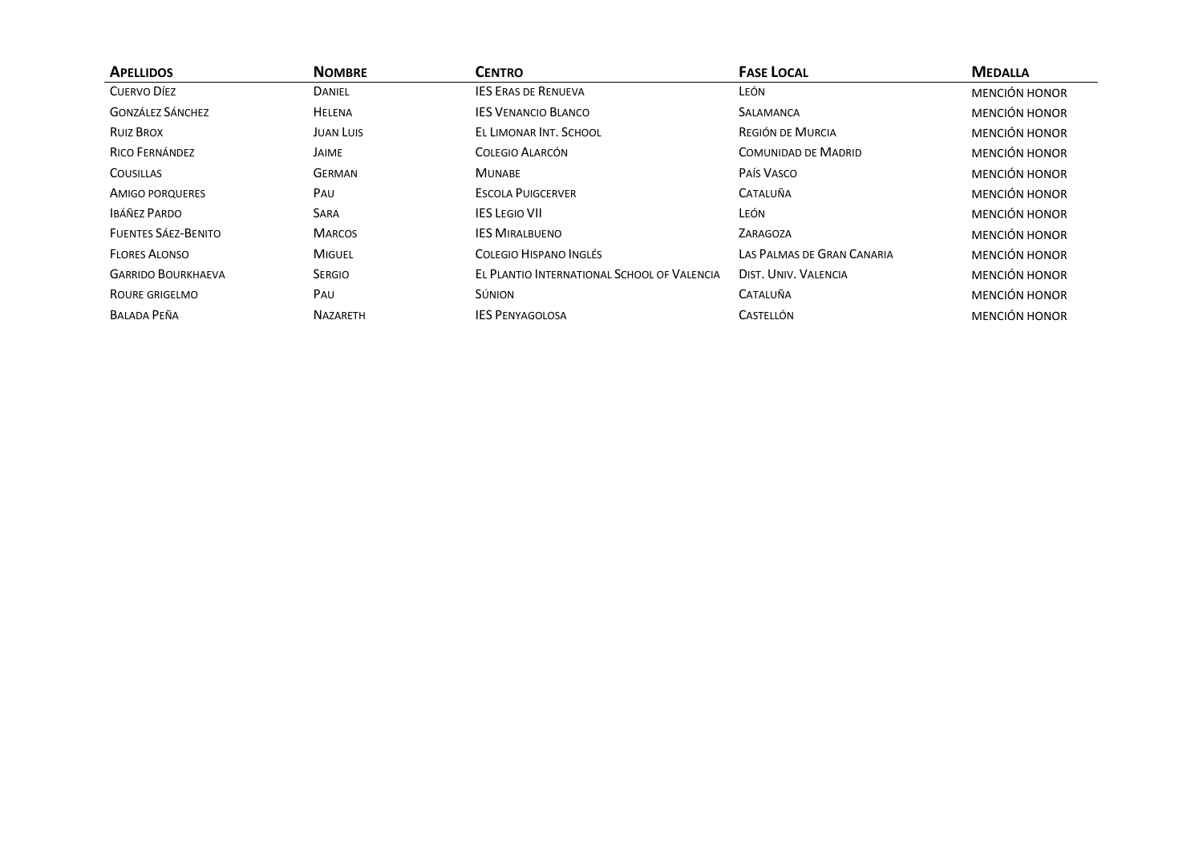| Apellidos | Nombre | Centro | Fase Local | Medalla |
|---|---|---|---|---|
| Cuervo Díez | Daniel | IES Eras de Renueva | León | MENCIÓN HONOR |
| González Sánchez | Helena | IES Venancio Blanco | Salamanca | MENCIÓN HONOR |
| Ruiz Brox | Juan Luis | El Limonar Int. School | Región de Murcia | MENCIÓN HONOR |
| Rico Fernández | Jaime | Colegio Alarcón | Comunidad de Madrid | MENCIÓN HONOR |
| Cousillas | German | Munabe | País Vasco | MENCIÓN HONOR |
| Amigo porqueres | Pau | Escola Puigcerver | Cataluña | MENCIÓN HONOR |
| Ibáñez Pardo | Sara | IES Legio VII | León | MENCIÓN HONOR |
| Fuentes Sáez-Benito | Marcos | IES Miralbueno | Zaragoza | MENCIÓN HONOR |
| Flores Alonso | Miguel | Colegio Hispano Inglés | Las Palmas de Gran Canaria | MENCIÓN HONOR |
| Garrido Bourkhaeva | Sergio | El Plantio International School of Valencia | Dist. Univ. Valencia | MENCIÓN HONOR |
| Roure grigelmo | Pau | Súnion | Cataluña | MENCIÓN HONOR |
| Balada Peña | Nazareth | IES Penyagolosa | Castellón | MENCIÓN HONOR |